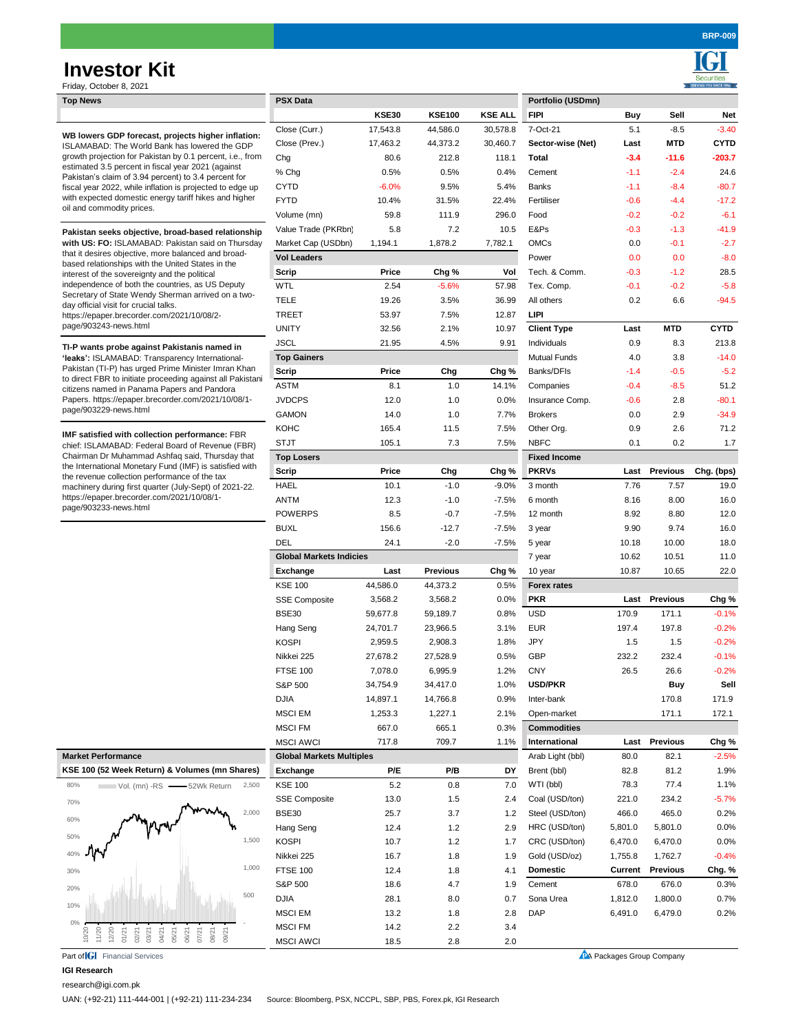# Investor Kit

Friday, October 8, 2021

## Top News

**WB lowers GDP forecast, projects higher inflation:** ISLAMABAD: The World Bank has lowered the GDP growth projection for Pakistan by 0.1 percent, i.e., from estimated 3.5 percent in fiscal year 2021 (against Pakistan's claim of 3.94 percent) to 3.4 percent for fiscal year 2022, while inflation is projected to edge up with expected domestic energy tariff hikes and higher oil and commodity prices.

**Pakistan seeks objective, broad-based relationship with US: FO:** ISLAMABAD: Pakistan said on Thursday that it desires objective, more balanced and broad-based relationships with the United States in the interest of the sovereignty and the political independence of both the countries, as US Deputy Secretary of State Wendy Sherman arrived on a two-day official visit for crucial talks. https://epaper.brecorder.com/2021/10/08/2-page/903243-news.html

**TI-P wants probe against Pakistanis named in 'leaks':** ISLAMABAD: Transparency International-Pakistan (TI-P) has urged Prime Minister Imran Khan to direct FBR to initiate proceeding against all Pakistani citizens named in Panama Papers and Pandora Papers. https://epaper.brecorder.com/2021/10/08/1-page/903229-news.html

**IMF satisfied with collection performance:** FBR chief: ISLAMABAD: Federal Board of Revenue (FBR) Chairman Dr Muhammad Ashfaq said, Thursday that the International Monetary Fund (IMF) is satisfied with the revenue collection performance of the tax machinery during first quarter (July-Sept) of 2021-22. https://epaper.brecorder.com/2021/10/08/1-page/903233-news.html

## Market Performance

KSE 100 (52 Week Return) & Volumes (mn Shares)

Vol. (mn) -RS — 52Wk Return

## PSX Data

| | KSE30 | KSE100 | KSE ALL |
|---|---|---|---|
| Close (Curr.) | 17,543.8 | 44,586.0 | 30,578.8 |
| Close (Prev.) | 17,463.2 | 44,373.2 | 30,460.7 |
| Chg | 80.6 | 212.8 | 118.1 |
| % Chg | 0.5% | 0.5% | 0.4% |
| CYTD | -6.0% | 9.5% | 5.4% |
| FYTD | 10.4% | 31.5% | 22.4% |
| Volume (mn) | 59.8 | 111.9 | 296.0 |
| Value Trade (PKRbn) | 5.8 | 7.2 | 10.5 |
| Market Cap (USDbn) | 1,194.1 | 1,878.2 | 7,782.1 |

### Vol Leaders

| Scrip | Price | Chg % | Vol |
|---|---|---|---|
| WTL | 2.54 | -5.6% | 57.98 |
| TELE | 19.26 | 3.5% | 36.99 |
| TREET | 53.97 | 7.5% | 12.87 |
| UNITY | 32.56 | 2.1% | 10.97 |
| JSCL | 21.95 | 4.5% | 9.91 |

### Top Gainers

| Scrip | Price | Chg | Chg % |
|---|---|---|---|
| ASTM | 8.1 | 1.0 | 14.1% |
| JVDCPS | 12.0 | 1.0 | 0.0% |
| GAMON | 14.0 | 1.0 | 7.7% |
| KOHC | 165.4 | 11.5 | 7.5% |
| STJT | 105.1 | 7.3 | 7.5% |

### Top Losers

| Scrip | Price | Chg | Chg % |
|---|---|---|---|
| HAEL | 10.1 | -1.0 | -9.0% |
| ANTM | 12.3 | -1.0 | -7.5% |
| POWERPS | 8.5 | -0.7 | -7.5% |
| BUXL | 156.6 | -12.7 | -7.5% |
| DEL | 24.1 | -2.0 | -7.5% |

### Global Markets Indicies

| Exchange | Last | Previous | Chg % |
|---|---|---|---|
| KSE 100 | 44,586.0 | 44,373.2 | 0.5% |
| SSE Composite | 3,568.2 | 3,568.2 | 0.0% |
| BSE30 | 59,677.8 | 59,189.7 | 0.8% |
| Hang Seng | 24,701.7 | 23,966.5 | 3.1% |
| KOSPI | 2,959.5 | 2,908.3 | 1.8% |
| Nikkei 225 | 27,678.2 | 27,528.9 | 0.5% |
| FTSE 100 | 7,078.0 | 6,995.9 | 1.2% |
| S&P 500 | 34,754.9 | 34,417.0 | 1.0% |
| DJIA | 14,897.1 | 14,766.8 | 0.9% |
| MSCI EM | 1,253.3 | 1,227.1 | 2.1% |
| MSCI FM | 667.0 | 665.1 | 0.3% |
| MSCI AWCI | 717.8 | 709.7 | 1.1% |

### Global Markets Multiples

| Exchange | P/E | P/B | DY |
|---|---|---|---|
| KSE 100 | 5.2 | 0.8 | 7.0 |
| SSE Composite | 13.0 | 1.5 | 2.4 |
| BSE30 | 25.7 | 3.7 | 1.2 |
| Hang Seng | 12.4 | 1.2 | 2.9 |
| KOSPI | 10.7 | 1.2 | 1.7 |
| Nikkei 225 | 16.7 | 1.8 | 1.9 |
| FTSE 100 | 12.4 | 1.8 | 4.1 |
| S&P 500 | 18.6 | 4.7 | 1.9 |
| DJIA | 28.1 | 8.0 | 0.7 |
| MSCI EM | 13.2 | 1.8 | 2.8 |
| MSCI FM | 14.2 | 2.2 | 3.4 |
| MSCI AWCI | 18.5 | 2.8 | 2.0 |

## Portfolio (USDmn)

| FIPI | Buy | Sell | Net |
|---|---|---|---|
| 7-Oct-21 | 5.1 | -8.5 | -3.40 |
| **Sector-wise (Net)** | **Last** | **MTD** | **CYTD** |
| **Total** | **-3.4** | **-11.6** | **-203.7** |
| Cement | -1.1 | -2.4 | 24.6 |
| Banks | -1.1 | -8.4 | -80.7 |
| Fertiliser | -0.6 | -4.4 | -17.2 |
| Food | -0.2 | -0.2 | -6.1 |
| E&Ps | -0.3 | -1.3 | -41.9 |
| OMCs | 0.0 | -0.1 | -2.7 |
| Power | 0.0 | 0.0 | -8.0 |
| Tech. & Comm. | -0.3 | -1.2 | 28.5 |
| Tex. Comp. | -0.1 | -0.2 | -5.8 |
| All others | 0.2 | 6.6 | -94.5 |

### LIPI

| Client Type | Last | MTD | CYTD |
|---|---|---|---|
| Individuals | 0.9 | 8.3 | 213.8 |
| Mutual Funds | 4.0 | 3.8 | -14.0 |
| Banks/DFIs | -1.4 | -0.5 | -5.2 |
| Companies | -0.4 | -8.5 | 51.2 |
| Insurance Comp. | -0.6 | 2.8 | -80.1 |
| Brokers | 0.0 | 2.9 | -34.9 |
| Other Org. | 0.9 | 2.6 | 71.2 |
| NBFC | 0.1 | 0.2 | 1.7 |

### Fixed Income

| PKRVs | Last | Previous | Chg. (bps) |
|---|---|---|---|
| 3 month | 7.76 | 7.57 | 19.0 |
| 6 month | 8.16 | 8.00 | 16.0 |
| 12 month | 8.92 | 8.80 | 12.0 |
| 3 year | 9.90 | 9.74 | 16.0 |
| 5 year | 10.18 | 10.00 | 18.0 |
| 7 year | 10.62 | 10.51 | 11.0 |
| 10 year | 10.87 | 10.65 | 22.0 |

### Forex rates

| PKR | Last | Previous | Chg % |
|---|---|---|---|
| USD | 170.9 | 171.1 | -0.1% |
| EUR | 197.4 | 197.8 | -0.2% |
| JPY | 1.5 | 1.5 | -0.2% |
| GBP | 232.2 | 232.4 | -0.1% |
| CNY | 26.5 | 26.6 | -0.2% |
| **USD/PKR** | | **Buy** | **Sell** |
| Inter-bank | | 170.8 | 171.9 |
| Open-market | | 171.1 | 172.1 |

### Commodities

| International | Last | Previous | Chg % |
|---|---|---|---|
| Arab Light (bbl) | 80.0 | 82.1 | -2.5% |
| Brent (bbl) | 82.8 | 81.2 | 1.9% |
| WTI (bbl) | 78.3 | 77.4 | 1.1% |
| Coal (USD/ton) | 221.0 | 234.2 | -5.7% |
| Steel (USD/ton) | 466.0 | 465.0 | 0.2% |
| HRC (USD/ton) | 5,801.0 | 5,801.0 | 0.0% |
| CRC (USD/ton) | 6,470.0 | 6,470.0 | 0.0% |
| Gold (USD/oz) | 1,755.8 | 1,762.7 | -0.4% |
| **Domestic** | **Current** | **Previous** | **Chg. %** |
| Cement | 678.0 | 676.0 | 0.3% |
| Sona Urea | 1,812.0 | 1,800.0 | 0.7% |
| DAP | 6,491.0 | 6,479.0 | 0.2% |

Part of IGI Financial Services

A Packages Group Company

**IGI Research**

research@igi.com.pk

UAN: (+92-21) 111-444-001 | (+92-21) 111-234-234

Source: Bloomberg, PSX, NCCPL, SBP, PBS, Forex.pk, IGI Research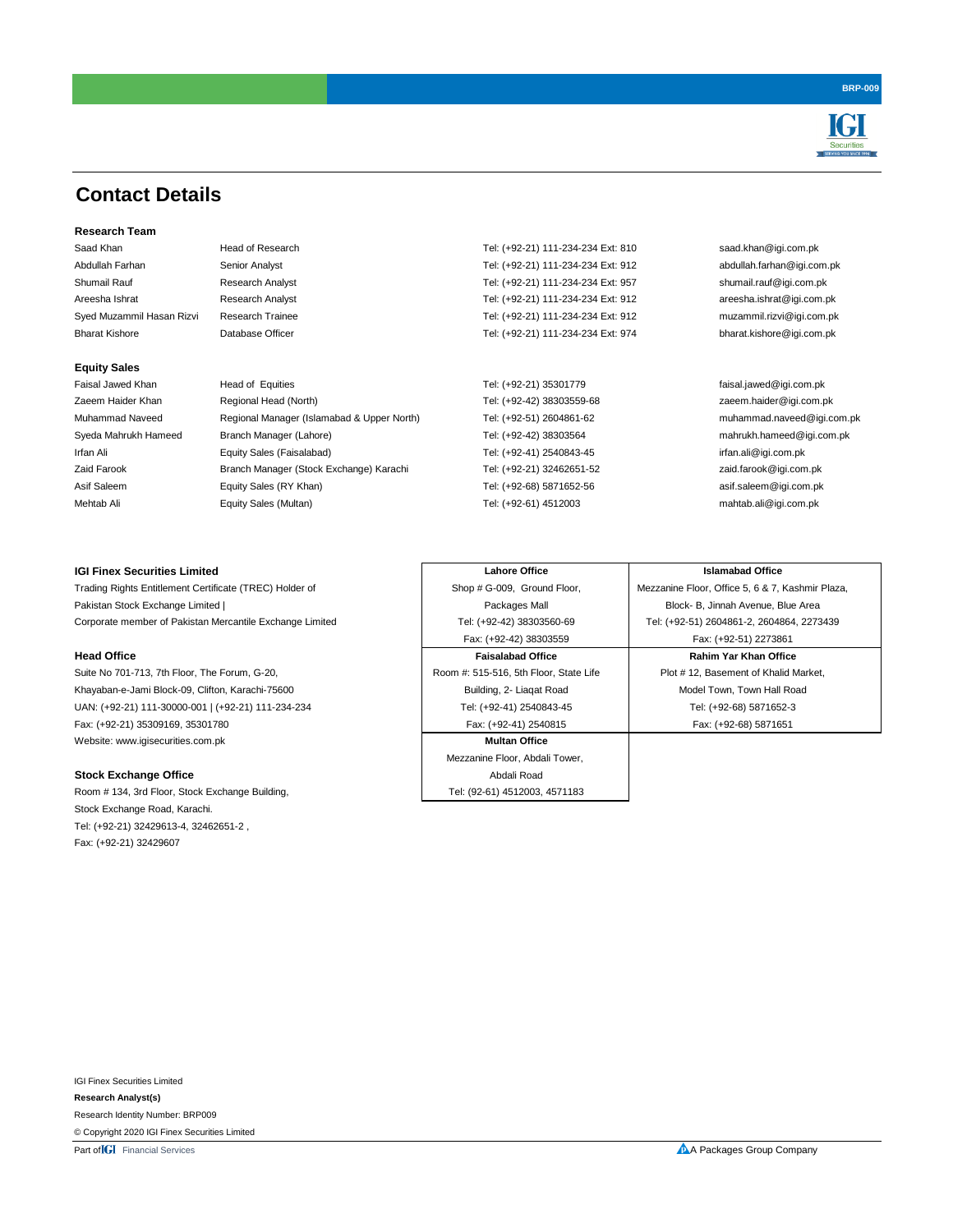## Contact Details

### Research Team

| | | | |
|---|---|---|---|
| Saad Khan | Head of Research | Tel: (+92-21) 111-234-234 Ext: 810 | saad.khan@igi.com.pk |
| Abdullah Farhan | Senior Analyst | Tel: (+92-21) 111-234-234 Ext: 912 | abdullah.farhan@igi.com.pk |
| Shumail Rauf | Research Analyst | Tel: (+92-21) 111-234-234 Ext: 957 | shumail.rauf@igi.com.pk |
| Areesha Ishrat | Research Analyst | Tel: (+92-21) 111-234-234 Ext: 912 | areesha.ishrat@igi.com.pk |
| Syed Muzammil Hasan Rizvi | Research Trainee | Tel: (+92-21) 111-234-234 Ext: 912 | muzammil.rizvi@igi.com.pk |
| Bharat Kishore | Database Officer | Tel: (+92-21) 111-234-234 Ext: 974 | bharat.kishore@igi.com.pk |

### Equity Sales

| | | | |
|---|---|---|---|
| Faisal Jawed Khan | Head of Equities | Tel: (+92-21) 35301779 | faisal.jawed@igi.com.pk |
| Zaeem Haider Khan | Regional Head (North) | Tel: (+92-42) 38303559-68 | zaeem.haider@igi.com.pk |
| Muhammad Naveed | Regional Manager (Islamabad & Upper North) | Tel: (+92-51) 2604861-62 | muhammad.naveed@igi.com.pk |
| Syeda Mahrukh Hameed | Branch Manager (Lahore) | Tel: (+92-42) 38303564 | mahrukh.hameed@igi.com.pk |
| Irfan Ali | Equity Sales (Faisalabad) | Tel: (+92-41) 2540843-45 | irfan.ali@igi.com.pk |
| Zaid Farook | Branch Manager (Stock Exchange) Karachi | Tel: (+92-21) 32462651-52 | zaid.farook@igi.com.pk |
| Asif Saleem | Equity Sales (RY Khan) | Tel: (+92-68) 5871652-56 | asif.saleem@igi.com.pk |
| Mehtab Ali | Equity Sales (Multan) | Tel: (+92-61) 4512003 | mahtab.ali@igi.com.pk |

### IGI Finex Securities Limited

Trading Rights Entitlement Certificate (TREC) Holder of Pakistan Stock Exchange Limited |
Corporate member of Pakistan Mercantile Exchange Limited

### Head Office

Suite No 701-713, 7th Floor, The Forum, G-20,
Khayaban-e-Jami Block-09, Clifton, Karachi-75600
UAN: (+92-21) 111-30000-001 | (+92-21) 111-234-234
Fax: (+92-21) 35309169, 35301780
Website: www.igisecurities.com.pk

### Stock Exchange Office

Room # 134, 3rd Floor, Stock Exchange Building,
Stock Exchange Road, Karachi.
Tel: (+92-21) 32429613-4, 32462651-2 ,
Fax: (+92-21) 32429607

| Lahore Office | Islamabad Office |
|---|---|
| Shop # G-009, Ground Floor, | Mezzanine Floor, Office 5, 6 & 7, Kashmir Plaza, |
| Packages Mall | Block- B, Jinnah Avenue, Blue Area |
| Tel: (+92-42) 38303560-69 | Tel: (+92-51) 2604861-2, 2604864, 2273439 |
| Fax: (+92-42) 38303559 | Fax: (+92-51) 2273861 |
| **Faisalabad Office** | **Rahim Yar Khan Office** |
| Room #: 515-516, 5th Floor, State Life | Plot # 12, Basement of Khalid Market, |
| Building, 2- Liaqat Road | Model Town, Town Hall Road |
| Tel: (+92-41) 2540843-45 | Tel: (+92-68) 5871652-3 |
| Fax: (+92-41) 2540815 | Fax: (+92-68) 5871651 |
| **Multan Office** | |
| Mezzanine Floor, Abdali Tower, | |
| Abdali Road | |
| Tel: (92-61) 4512003, 4571183 | |

IGI Finex Securities Limited
**Research Analyst(s)**
Research Identity Number: BRP009
© Copyright 2020 IGI Finex Securities Limited